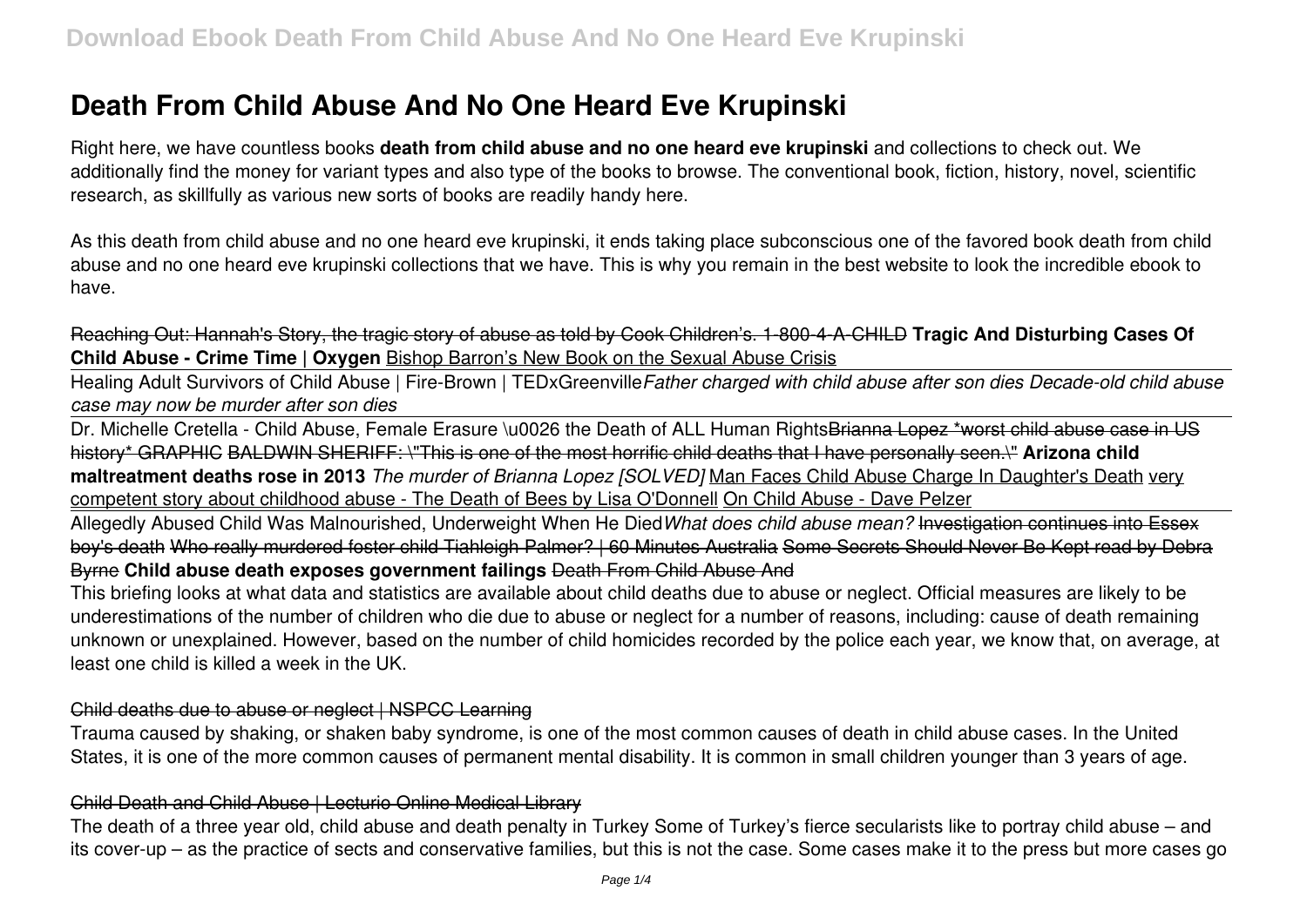# Death From Child Abuse And No One Heard Eve Krupinski

Right here, we have countless books **death from child abuse and no one heard eve krupinski** and collections to check out. We additionally find the money for variant types and also type of the books to browse. The conventional book, fiction, history, novel, scientific research, as skillfully as various new sorts of books are readily handy here.

As this death from child abuse and no one heard eve krupinski, it ends taking place subconscious one of the favored book death from child abuse and no one heard eve krupinski collections that we have. This is why you remain in the best website to look the incredible ebook to have.

Reaching Out: Hannah's Story, the tragic story of abuse as told by Cook Children's. 1-800-4-A-CHILD **Tragic And Disturbing Cases Of Child Abuse - Crime Time | Oxygen** Bishop Barron's New Book on the Sexual Abuse Crisis

Healing Adult Survivors of Child Abuse | Fire-Brown | TEDxGreenville *Father charged with child abuse after son dies Decade-old child abuse case may now be murder after son dies*

Dr. Michelle Cretella - Child Abuse, Female Erasure \u0026 the Death of ALL Human Rights ~~Brianna Lopez *worst child abuse case in US history* GRAPHIC BALDWIN SHERIFF: \"This is one of the most horrific child deaths that I have personally seen.\"~~ **Arizona child maltreatment deaths rose in 2013** *The murder of Brianna Lopez [SOLVED]* Man Faces Child Abuse Charge In Daughter's Death very competent story about childhood abuse - The Death of Bees by Lisa O'Donnell On Child Abuse - Dave Pelzer

Allegedly Abused Child Was Malnourished, Underweight When He Died *What does child abuse mean?* ~~Investigation continues into Essex boy's death Who really murdered foster child Tiahleigh Palmer? | 60 Minutes Australia Some Secrets Should Never Be Kept read by Debra Byrne~~ **Child abuse death exposes government failings** ~~Death From Child Abuse And~~

This briefing looks at what data and statistics are available about child deaths due to abuse or neglect. Official measures are likely to be underestimations of the number of children who die due to abuse or neglect for a number of reasons, including: cause of death remaining unknown or unexplained. However, based on the number of child homicides recorded by the police each year, we know that, on average, at least one child is killed a week in the UK.

~~Child deaths due to abuse or neglect | NSPCC Learning~~

Trauma caused by shaking, or shaken baby syndrome, is one of the most common causes of death in child abuse cases. In the United States, it is one of the more common causes of permanent mental disability. It is common in small children younger than 3 years of age.

~~Child Death and Child Abuse | Lecturio Online Medical Library~~

The death of a three year old, child abuse and death penalty in Turkey Some of Turkey's fierce secularists like to portray child abuse – and its cover-up – as the practice of sects and conservative families, but this is not the case. Some cases make it to the press but more cases go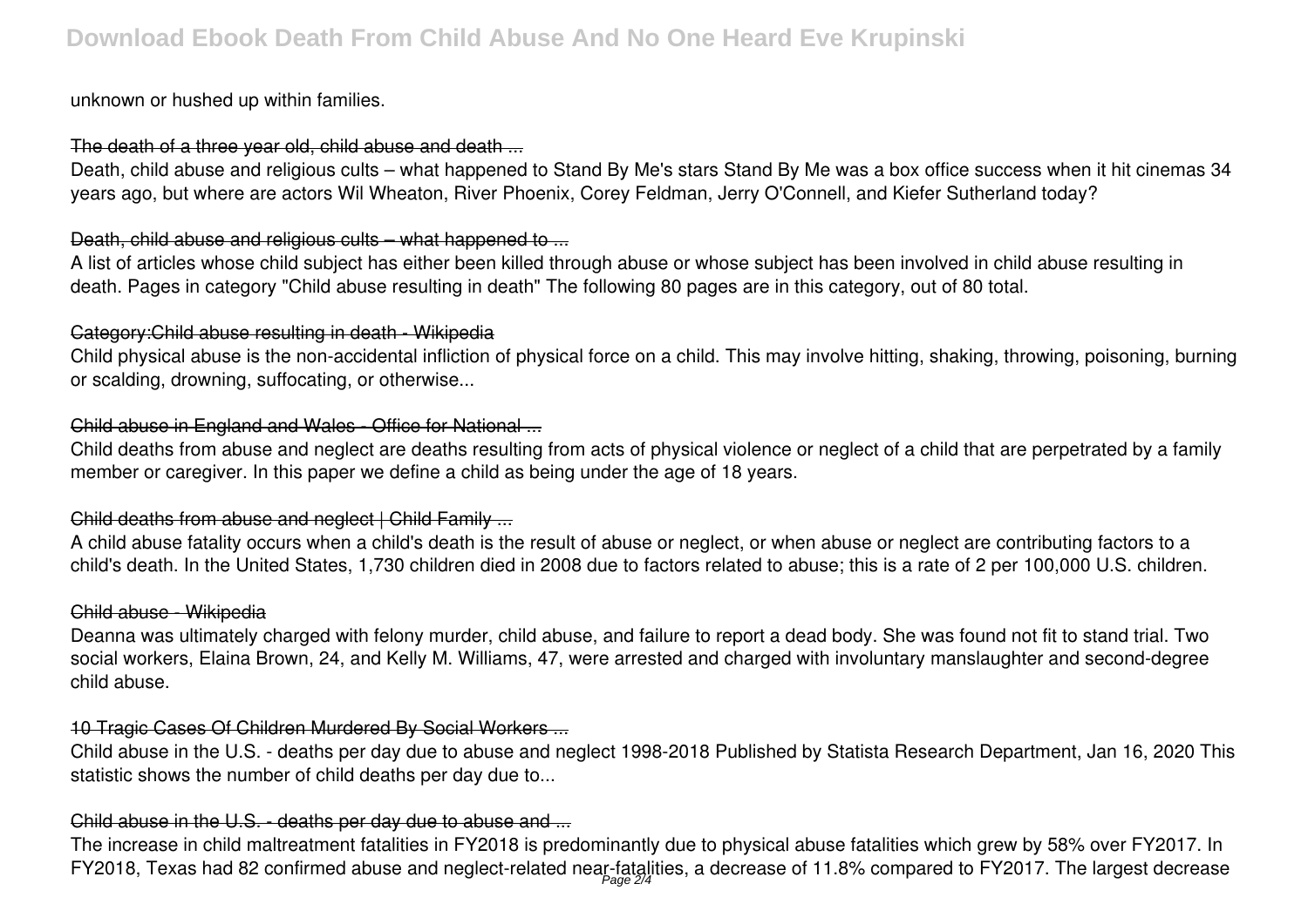unknown or hushed up within families.

## The death of a three year old, child abuse and death ...

Death, child abuse and religious cults – what happened to Stand By Me's stars Stand By Me was a box office success when it hit cinemas 34 years ago, but where are actors Wil Wheaton, River Phoenix, Corey Feldman, Jerry O'Connell, and Kiefer Sutherland today?

## Death, child abuse and religious cults – what happened to ...

A list of articles whose child subject has either been killed through abuse or whose subject has been involved in child abuse resulting in death. Pages in category "Child abuse resulting in death" The following 80 pages are in this category, out of 80 total.

## Category:Child abuse resulting in death - Wikipedia

Child physical abuse is the non-accidental infliction of physical force on a child. This may involve hitting, shaking, throwing, poisoning, burning or scalding, drowning, suffocating, or otherwise...

## Child abuse in England and Wales - Office for National ...

Child deaths from abuse and neglect are deaths resulting from acts of physical violence or neglect of a child that are perpetrated by a family member or caregiver. In this paper we define a child as being under the age of 18 years.

## Child deaths from abuse and neglect | Child Family ...

A child abuse fatality occurs when a child's death is the result of abuse or neglect, or when abuse or neglect are contributing factors to a child's death. In the United States, 1,730 children died in 2008 due to factors related to abuse; this is a rate of 2 per 100,000 U.S. children.

## Child abuse - Wikipedia

Deanna was ultimately charged with felony murder, child abuse, and failure to report a dead body. She was found not fit to stand trial. Two social workers, Elaina Brown, 24, and Kelly M. Williams, 47, were arrested and charged with involuntary manslaughter and second-degree child abuse.

## 10 Tragic Cases Of Children Murdered By Social Workers ...

Child abuse in the U.S. - deaths per day due to abuse and neglect 1998-2018 Published by Statista Research Department, Jan 16, 2020 This statistic shows the number of child deaths per day due to...

## Child abuse in the U.S. - deaths per day due to abuse and ...

The increase in child maltreatment fatalities in FY2018 is predominantly due to physical abuse fatalities which grew by 58% over FY2017. In FY2018, Texas had 82 confirmed abuse and neglect-related near-fatalities, a decrease of 11.8% compared to FY2017. The largest decrease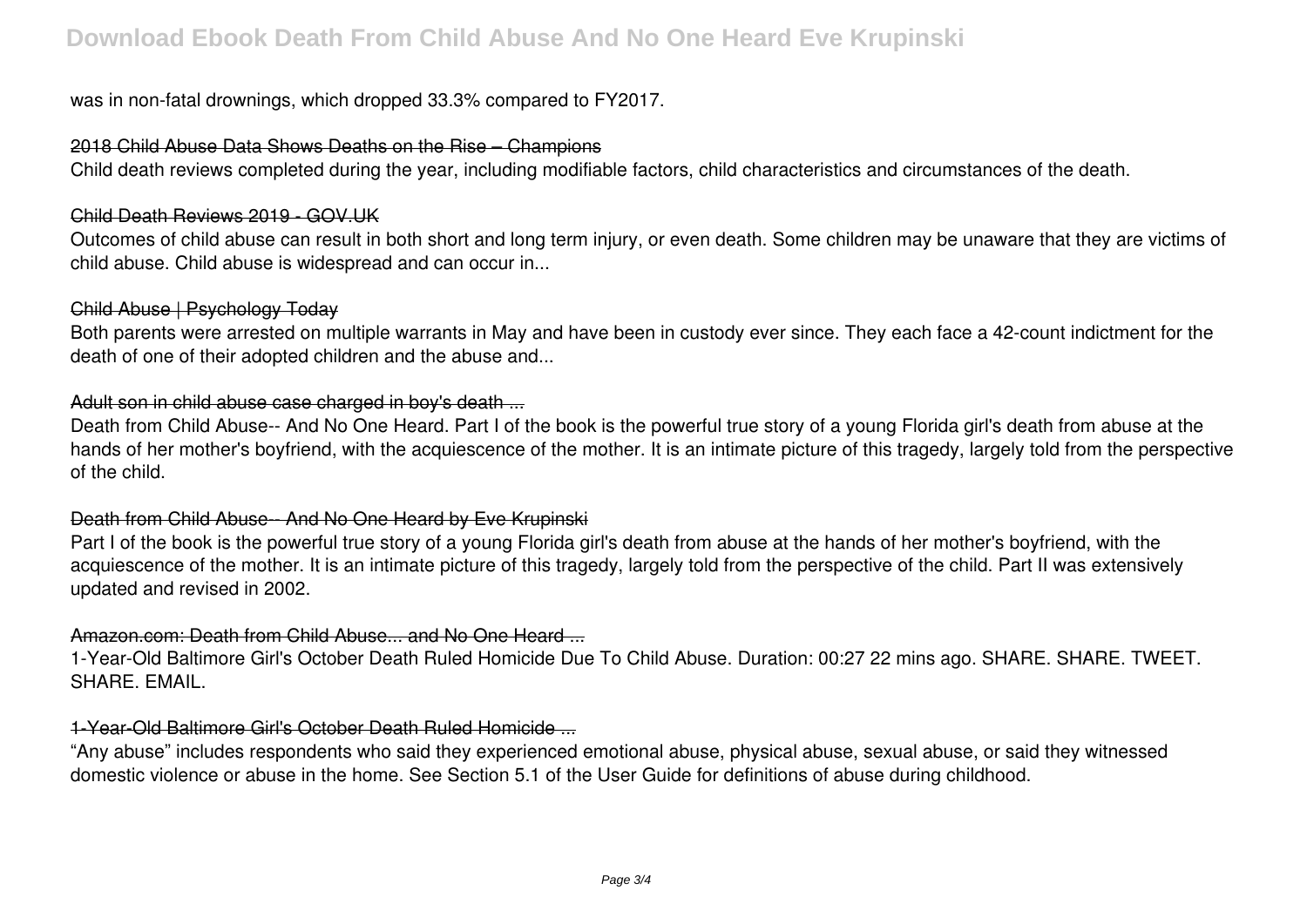was in non-fatal drownings, which dropped 33.3% compared to FY2017.

### 2018 Child Abuse Data Shows Deaths on the Rise – Champions

Child death reviews completed during the year, including modifiable factors, child characteristics and circumstances of the death.

### Child Death Reviews 2019 - GOV.UK

Outcomes of child abuse can result in both short and long term injury, or even death. Some children may be unaware that they are victims of child abuse. Child abuse is widespread and can occur in...

### Child Abuse | Psychology Today

Both parents were arrested on multiple warrants in May and have been in custody ever since. They each face a 42-count indictment for the death of one of their adopted children and the abuse and...

### Adult son in child abuse case charged in boy's death ...

Death from Child Abuse-- And No One Heard. Part I of the book is the powerful true story of a young Florida girl's death from abuse at the hands of her mother's boyfriend, with the acquiescence of the mother. It is an intimate picture of this tragedy, largely told from the perspective of the child.

### Death from Child Abuse-- And No One Heard by Eve Krupinski

Part I of the book is the powerful true story of a young Florida girl's death from abuse at the hands of her mother's boyfriend, with the acquiescence of the mother. It is an intimate picture of this tragedy, largely told from the perspective of the child. Part II was extensively updated and revised in 2002.

### Amazon.com: Death from Child Abuse... and No One Heard ...

1-Year-Old Baltimore Girl's October Death Ruled Homicide Due To Child Abuse. Duration: 00:27 22 mins ago. SHARE. SHARE. TWEET. SHARE. EMAIL.

### 1-Year-Old Baltimore Girl's October Death Ruled Homicide ...

"Any abuse" includes respondents who said they experienced emotional abuse, physical abuse, sexual abuse, or said they witnessed domestic violence or abuse in the home. See Section 5.1 of the User Guide for definitions of abuse during childhood.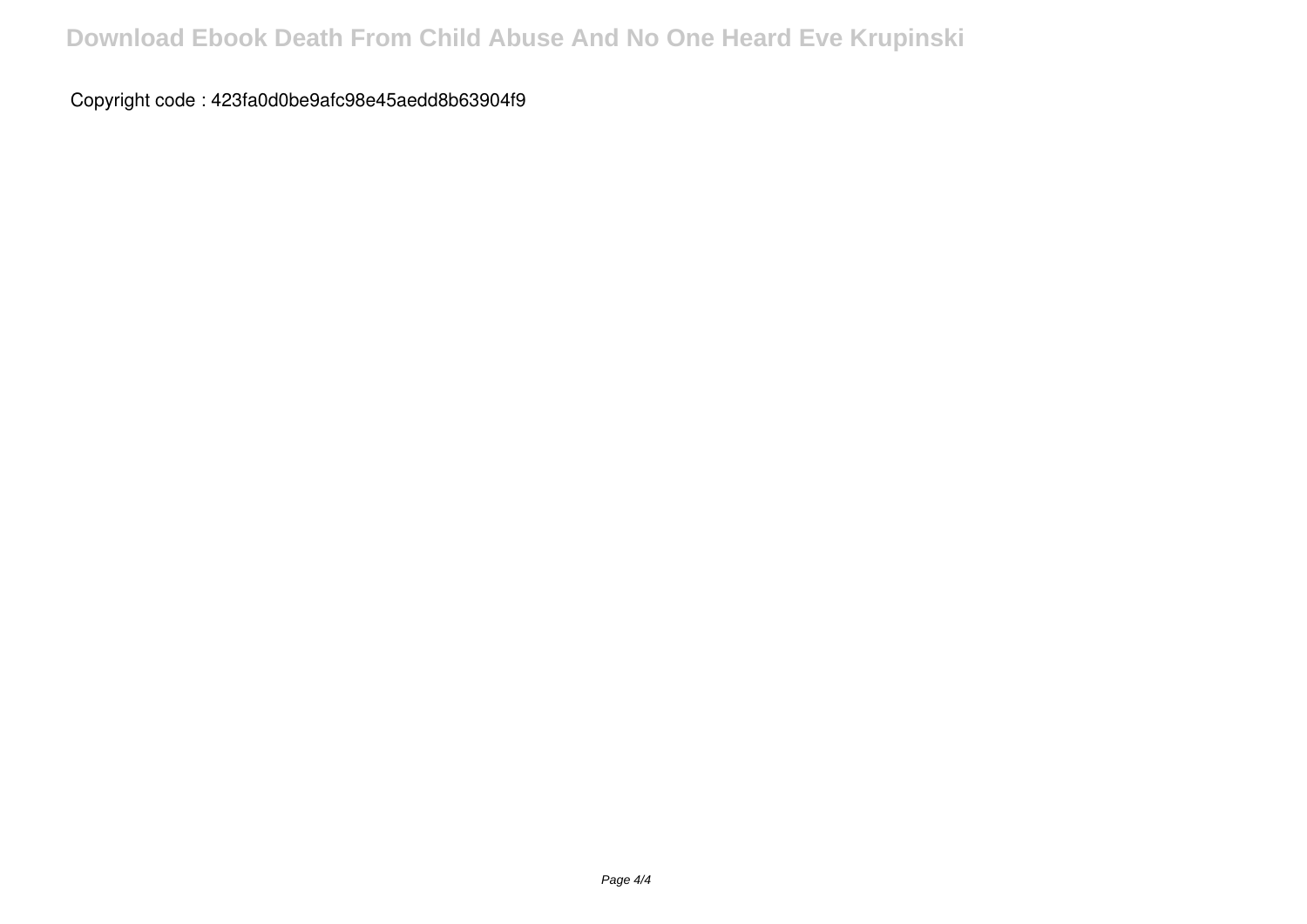Copyright code : 423fa0d0be9afc98e45aedd8b63904f9